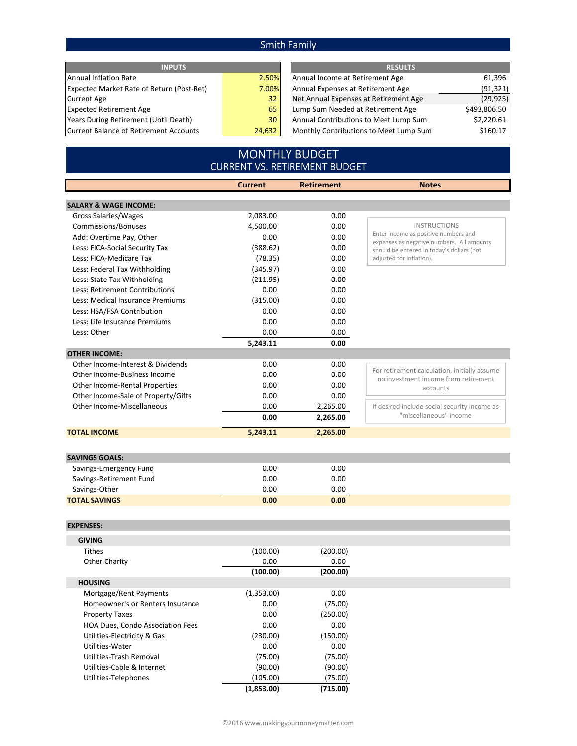# Smith Family

| INPUTS | |
|---|---|
| Annual Inflation Rate | 2.50% |
| Expected Market Rate of Return (Post-Ret) | 7.00% |
| Current Age | 32 |
| Expected Retirement Age | 65 |
| Years During Retirement (Until Death) | 30 |
| Current Balance of Retirement Accounts | 24,632 |

| RESULTS | |
|---|---|
| Annual Income at Retirement Age | 61,396 |
| Annual Expenses at Retirement Age | (91,321) |
| Net Annual Expenses at Retirement Age | (29,925) |
| Lump Sum Needed at Retirement Age | $493,806.50 |
| Annual Contributions to Meet Lump Sum | $2,220.61 |
| Monthly Contributions to Meet Lump Sum | $160.17 |

## MONTHLY BUDGET
### CURRENT VS. RETIREMENT BUDGET

| | Current | Retirement | Notes |
|---|---|---|---|
| **SALARY & WAGE INCOME:** | | | |
| Gross Salaries/Wages | 2,083.00 | 0.00 | INSTRUCTIONS<br>Enter income as positive numbers and expenses as negative numbers. All amounts should be entered in today's dollars (not adjusted for inflation). |
| Commissions/Bonuses | 4,500.00 | 0.00 | |
| Add: Overtime Pay, Other | 0.00 | 0.00 | |
| Less: FICA-Social Security Tax | (388.62) | 0.00 | |
| Less: FICA-Medicare Tax | (78.35) | 0.00 | |
| Less: Federal Tax Withholding | (345.97) | 0.00 | |
| Less: State Tax Withholding | (211.95) | 0.00 | |
| Less: Retirement Contributions | 0.00 | 0.00 | |
| Less: Medical Insurance Premiums | (315.00) | 0.00 | |
| Less: HSA/FSA Contribution | 0.00 | 0.00 | |
| Less: Life Insurance Premiums | 0.00 | 0.00 | |
| Less: Other | 0.00 | 0.00 | |
| | **5,243.11** | **0.00** | |
| **OTHER INCOME:** | | | |
| Other Income-Interest & Dividends | 0.00 | 0.00 | For retirement calculation, initially assume no investment income from retirement accounts |
| Other Income-Business Income | 0.00 | 0.00 | |
| Other Income-Rental Properties | 0.00 | 0.00 | |
| Other Income-Sale of Property/Gifts | 0.00 | 0.00 | |
| Other Income-Miscellaneous | 0.00 | 2,265.00 | If desired include social security income as "miscellaneous" income |
| | **0.00** | **2,265.00** | |
| **TOTAL INCOME** | **5,243.11** | **2,265.00** | |
| **SAVINGS GOALS:** | | | |
| Savings-Emergency Fund | 0.00 | 0.00 | |
| Savings-Retirement Fund | 0.00 | 0.00 | |
| Savings-Other | 0.00 | 0.00 | |
| **TOTAL SAVINGS** | **0.00** | **0.00** | |
| **EXPENSES:** | | | |
| **GIVING** | | | |
| Tithes | (100.00) | (200.00) | |
| Other Charity | 0.00 | 0.00 | |
| | **(100.00)** | **(200.00)** | |
| **HOUSING** | | | |
| Mortgage/Rent Payments | (1,353.00) | 0.00 | |
| Homeowner's or Renters Insurance | 0.00 | (75.00) | |
| Property Taxes | 0.00 | (250.00) | |
| HOA Dues, Condo Association Fees | 0.00 | 0.00 | |
| Utilities-Electricity & Gas | (230.00) | (150.00) | |
| Utilities-Water | 0.00 | 0.00 | |
| Utilities-Trash Removal | (75.00) | (75.00) | |
| Utilities-Cable & Internet | (90.00) | (90.00) | |
| Utilities-Telephones | (105.00) | (75.00) | |
| | **(1,853.00)** | **(715.00)** | |

©2016 www.makingyourmoneymatter.com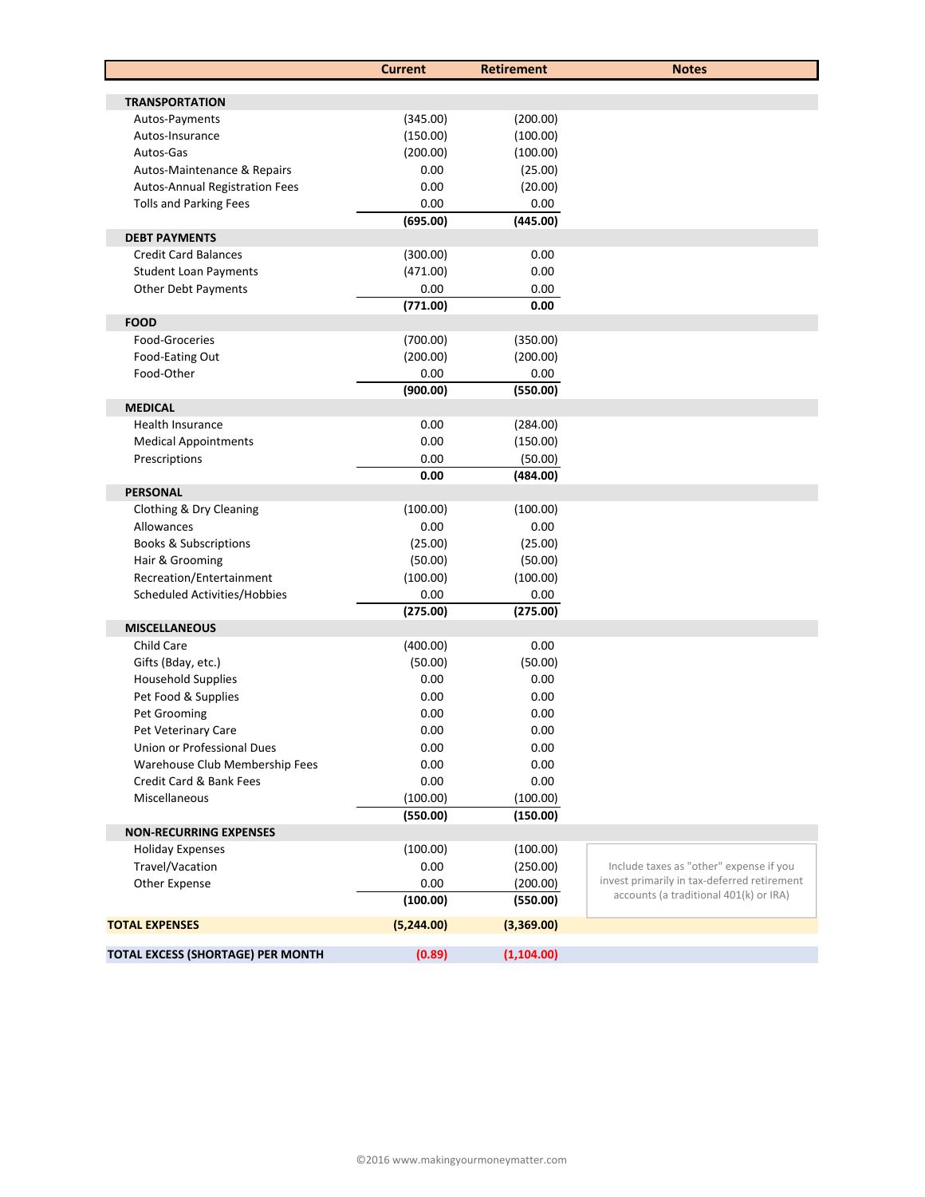| | Current | Retirement | Notes |
|---|---|---|---|
| **TRANSPORTATION** | | | |
| Autos-Payments | (345.00) | (200.00) | |
| Autos-Insurance | (150.00) | (100.00) | |
| Autos-Gas | (200.00) | (100.00) | |
| Autos-Maintenance & Repairs | 0.00 | (25.00) | |
| Autos-Annual Registration Fees | 0.00 | (20.00) | |
| Tolls and Parking Fees | 0.00 | 0.00 | |
| | **(695.00)** | **(445.00)** | |
| **DEBT PAYMENTS** | | | |
| Credit Card Balances | (300.00) | 0.00 | |
| Student Loan Payments | (471.00) | 0.00 | |
| Other Debt Payments | 0.00 | 0.00 | |
| | **(771.00)** | **0.00** | |
| **FOOD** | | | |
| Food-Groceries | (700.00) | (350.00) | |
| Food-Eating Out | (200.00) | (200.00) | |
| Food-Other | 0.00 | 0.00 | |
| | **(900.00)** | **(550.00)** | |
| **MEDICAL** | | | |
| Health Insurance | 0.00 | (284.00) | |
| Medical Appointments | 0.00 | (150.00) | |
| Prescriptions | 0.00 | (50.00) | |
| | **0.00** | **(484.00)** | |
| **PERSONAL** | | | |
| Clothing & Dry Cleaning | (100.00) | (100.00) | |
| Allowances | 0.00 | 0.00 | |
| Books & Subscriptions | (25.00) | (25.00) | |
| Hair & Grooming | (50.00) | (50.00) | |
| Recreation/Entertainment | (100.00) | (100.00) | |
| Scheduled Activities/Hobbies | 0.00 | 0.00 | |
| | **(275.00)** | **(275.00)** | |
| **MISCELLANEOUS** | | | |
| Child Care | (400.00) | 0.00 | |
| Gifts (Bday, etc.) | (50.00) | (50.00) | |
| Household Supplies | 0.00 | 0.00 | |
| Pet Food & Supplies | 0.00 | 0.00 | |
| Pet Grooming | 0.00 | 0.00 | |
| Pet Veterinary Care | 0.00 | 0.00 | |
| Union or Professional Dues | 0.00 | 0.00 | |
| Warehouse Club Membership Fees | 0.00 | 0.00 | |
| Credit Card & Bank Fees | 0.00 | 0.00 | |
| Miscellaneous | (100.00) | (100.00) | |
| | **(550.00)** | **(150.00)** | |
| **NON-RECURRING EXPENSES** | | | |
| Holiday Expenses | (100.00) | (100.00) | Include taxes as "other" expense if you invest primarily in tax-deferred retirement accounts (a traditional 401(k) or IRA) |
| Travel/Vacation | 0.00 | (250.00) | |
| Other Expense | 0.00 | (200.00) | |
| | **(100.00)** | **(550.00)** | |
| **TOTAL EXPENSES** | **(5,244.00)** | **(3,369.00)** | |
| **TOTAL EXCESS (SHORTAGE) PER MONTH** | **(0.89)** | **(1,104.00)** | |

©2016 www.makingyourmoneymatter.com